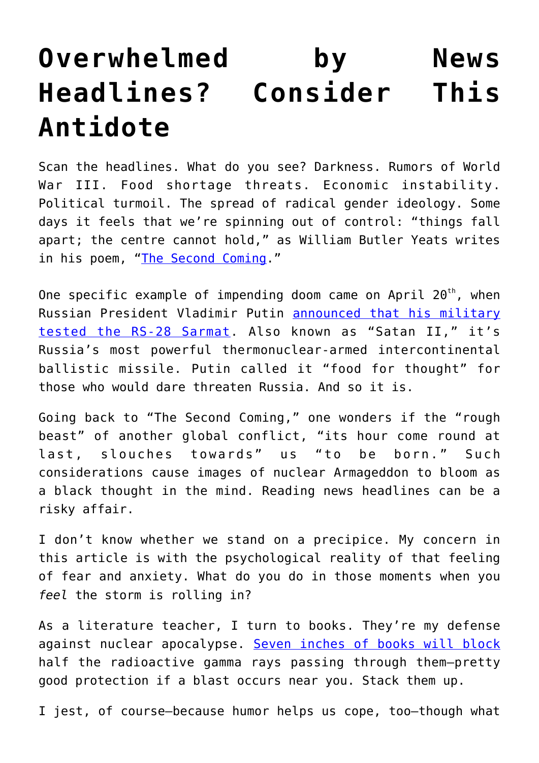# Overwhelmed by News Headlines? Consider This Antidote

Scan the headlines. What do you see? Darkness. Rumors of World War III. Food shortage threats. Economic instability. Political turmoil. The spread of radical gender ideology. Some days it feels that we're spinning out of control: "things fall apart; the centre cannot hold," as William Butler Yeats writes in his poem, "[The Second Coming](#)."

One specific example of impending doom came on April 20th, when Russian President Vladimir Putin [announced that his military tested the RS-28 Sarmat](#). Also known as "Satan II," it's Russia's most powerful thermonuclear-armed intercontinental ballistic missile. Putin called it "food for thought" for those who would dare threaten Russia. And so it is.

Going back to "The Second Coming," one wonders if the "rough beast" of another global conflict, "its hour come round at last, slouches towards" us "to be born." Such considerations cause images of nuclear Armageddon to bloom as a black thought in the mind. Reading news headlines can be a risky affair.

I don't know whether we stand on a precipice. My concern in this article is with the psychological reality of that feeling of fear and anxiety. What do you do in those moments when you *feel* the storm is rolling in?

As a literature teacher, I turn to books. They're my defense against nuclear apocalypse. [Seven inches of books will block](#) half the radioactive gamma rays passing through them—pretty good protection if a blast occurs near you. Stack them up.

I jest, of course—because humor helps us cope, too—though what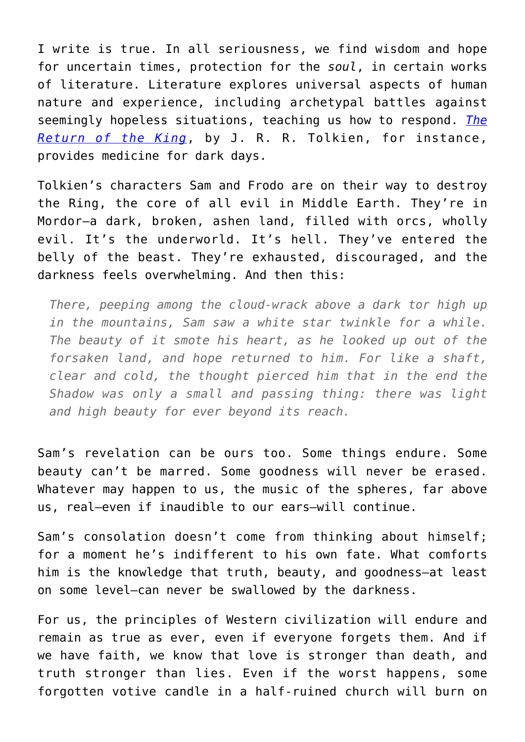I write is true. In all seriousness, we find wisdom and hope for uncertain times, protection for the *soul*, in certain works of literature. Literature explores universal aspects of human nature and experience, including archetypal battles against seemingly hopeless situations, teaching us how to respond. [*The Return of the King*](), by J. R. R. Tolkien, for instance, provides medicine for dark days.

Tolkien's characters Sam and Frodo are on their way to destroy the Ring, the core of all evil in Middle Earth. They're in Mordor—a dark, broken, ashen land, filled with orcs, wholly evil. It's the underworld. It's hell. They've entered the belly of the beast. They're exhausted, discouraged, and the darkness feels overwhelming. And then this:

> *There, peeping among the cloud-wrack above a dark tor high up in the mountains, Sam saw a white star twinkle for a while. The beauty of it smote his heart, as he looked up out of the forsaken land, and hope returned to him. For like a shaft, clear and cold, the thought pierced him that in the end the Shadow was only a small and passing thing: there was light and high beauty for ever beyond its reach.*

Sam's revelation can be ours too. Some things endure. Some beauty can't be marred. Some goodness will never be erased. Whatever may happen to us, the music of the spheres, far above us, real—even if inaudible to our ears—will continue.

Sam's consolation doesn't come from thinking about himself; for a moment he's indifferent to his own fate. What comforts him is the knowledge that truth, beauty, and goodness—at least on some level—can never be swallowed by the darkness.

For us, the principles of Western civilization will endure and remain as true as ever, even if everyone forgets them. And if we have faith, we know that love is stronger than death, and truth stronger than lies. Even if the worst happens, some forgotten votive candle in a half-ruined church will burn on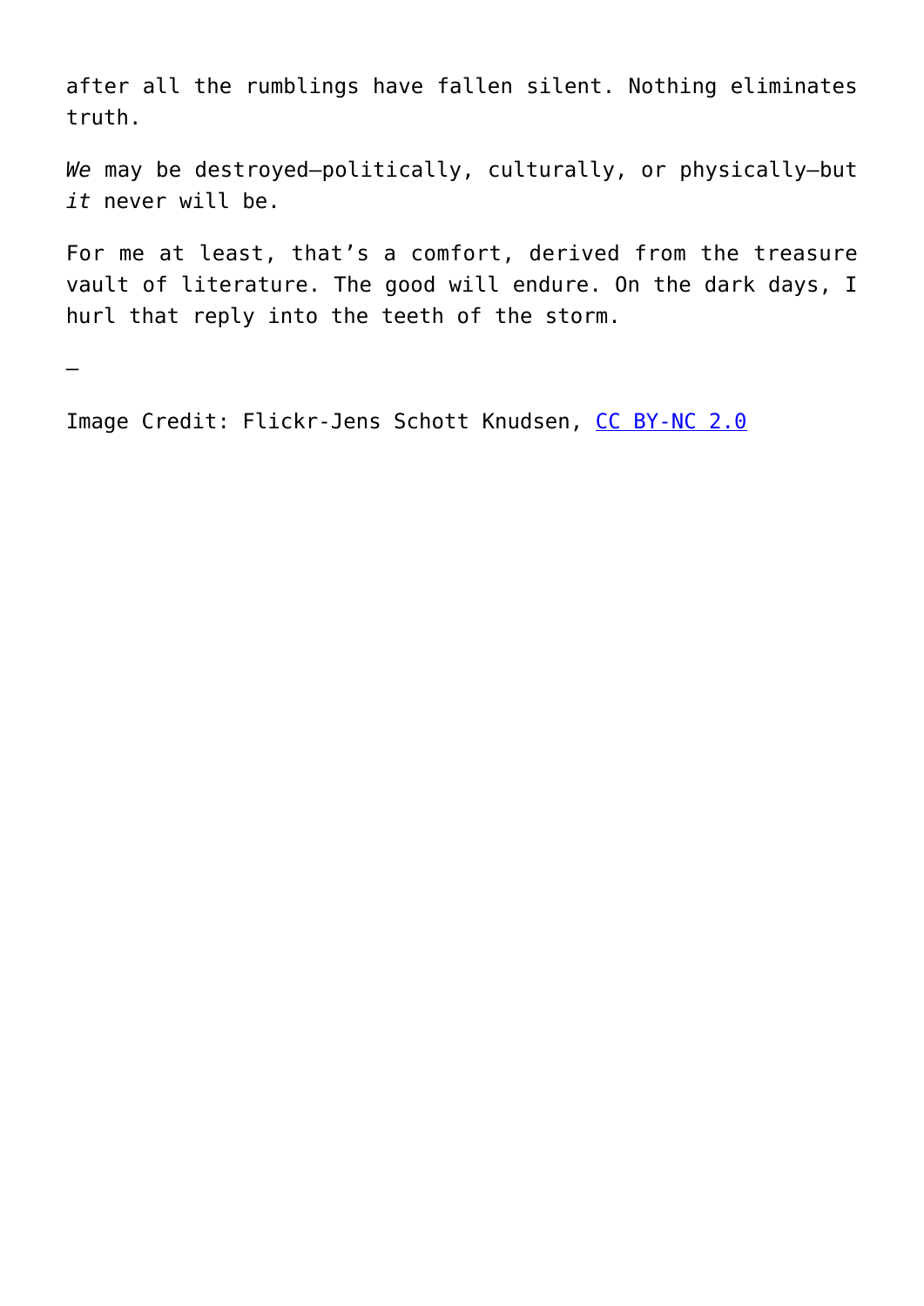after all the rumblings have fallen silent. Nothing eliminates truth.

*We* may be destroyed—politically, culturally, or physically—but *it* never will be.

For me at least, that's a comfort, derived from the treasure vault of literature. The good will endure. On the dark days, I hurl that reply into the teeth of the storm.

—

Image Credit: Flickr-Jens Schott Knudsen, [CC BY-NC 2.0]